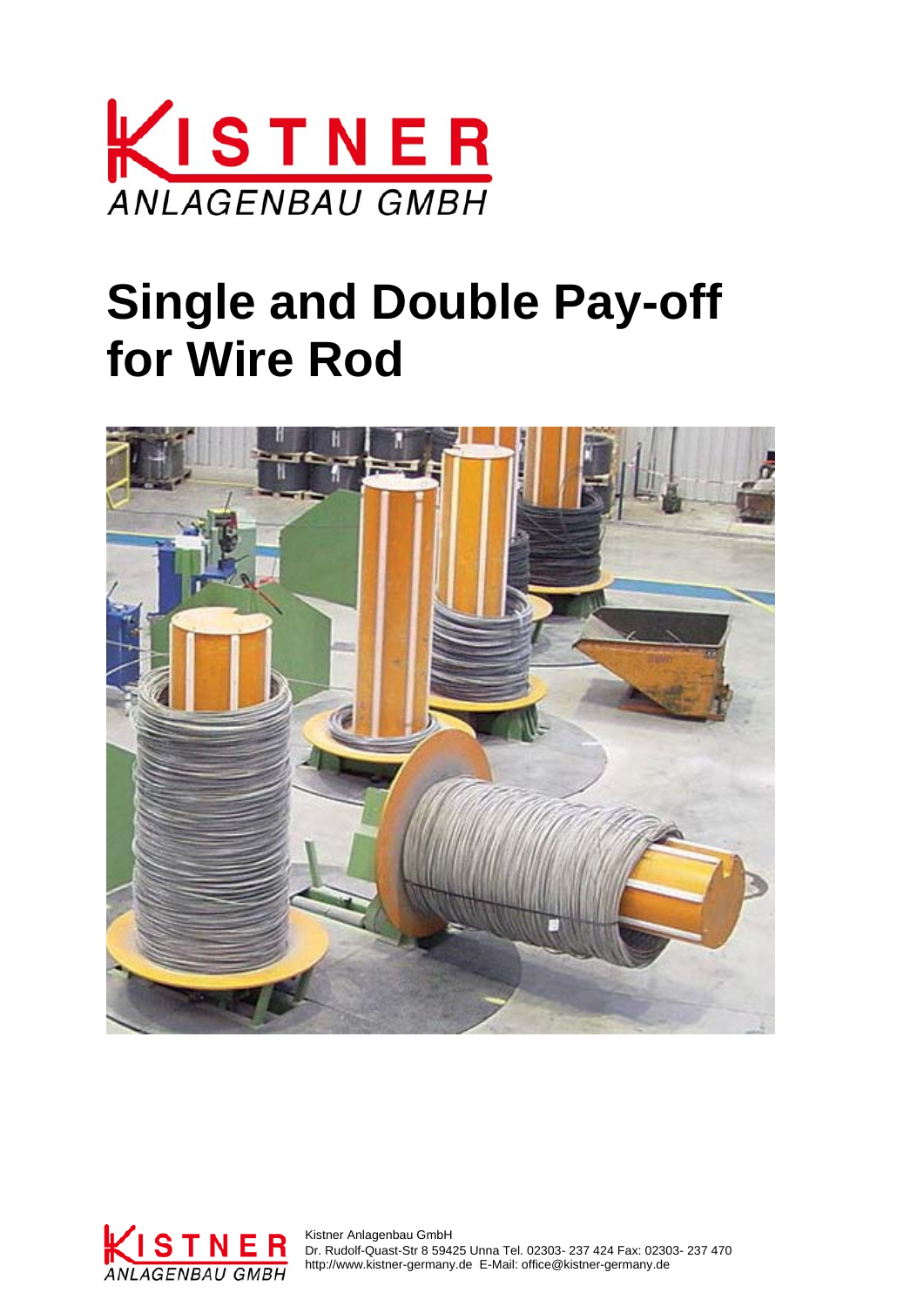KISTNER

ANLAGENBAU GMBH

# Single and Double Pay-off for Wire Rod

Kistner Anlagenbau GmbH
Dr. Rudolf-Quast-Str 8 59425 Unna Tel. 02303- 237 424 Fax: 02303- 237 470
http://www.kistner-germany.de E-Mail: office@kistner-germany.de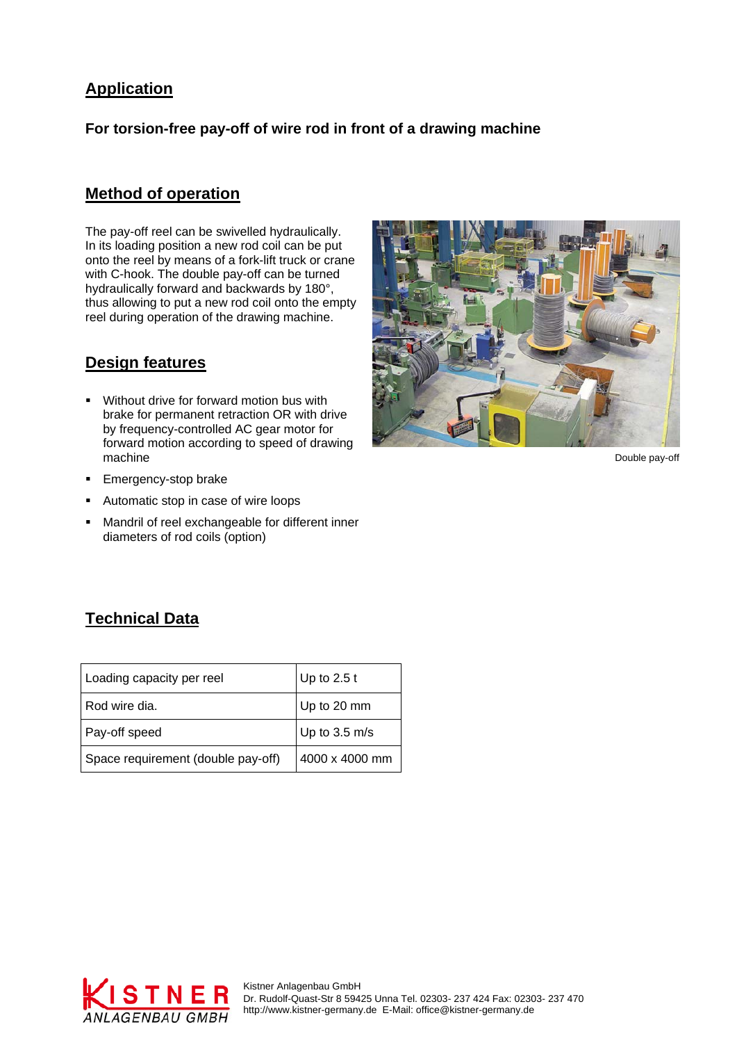## Application

**For torsion-free pay-off of wire rod in front of a drawing machine**

## Method of operation

The pay-off reel can be swivelled hydraulically. In its loading position a new rod coil can be put onto the reel by means of a fork-lift truck or crane with C-hook. The double pay-off can be turned hydraulically forward and backwards by 180°, thus allowing to put a new rod coil onto the empty reel during operation of the drawing machine.

Double pay-off

## Design features

- Without drive for forward motion bus with brake for permanent retraction OR with drive by frequency-controlled AC gear motor for forward motion according to speed of drawing machine
- Emergency-stop brake
- Automatic stop in case of wire loops
- Mandril of reel exchangeable for different inner diameters of rod coils (option)

## Technical Data

| | |
|---|---|
| Loading capacity per reel | Up to 2.5 t |
| Rod wire dia. | Up to 20 mm |
| Pay-off speed | Up to 3.5 m/s |
| Space requirement (double pay-off) | 4000 x 4000 mm |

KISTNER ANLAGENBAU GMBH

Kistner Anlagenbau GmbH
Dr. Rudolf-Quast-Str 8 59425 Unna Tel. 02303- 237 424 Fax: 02303- 237 470
http://www.kistner-germany.de E-Mail: office@kistner-germany.de